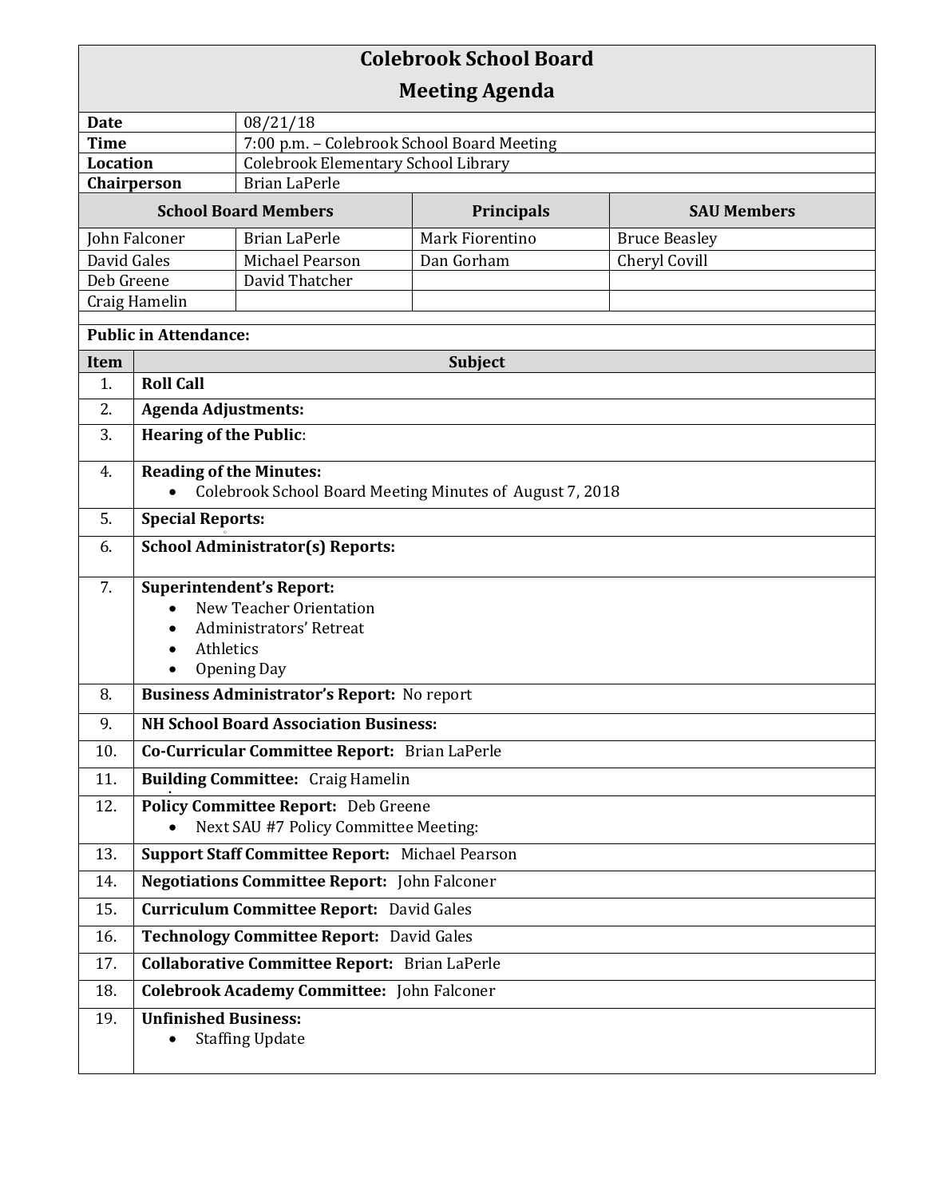# Colebrook School Board
## Meeting Agenda

| | |
|---|---|
| **Date** | 08/21/18 |
| **Time** | 7:00 p.m. – Colebrook School Board Meeting |
| **Location** | Colebrook Elementary School Library |
| **Chairperson** | Brian LaPerle |

| **School Board Members** | | **Principals** | **SAU Members** |
|---|---|---|---|
| John Falconer | Brian LaPerle | Mark Fiorentino | Bruce Beasley |
| David Gales | Michael Pearson | Dan Gorham | Cheryl Covill |
| Deb Greene | David Thatcher | | |
| Craig Hamelin | | | |

**Public in Attendance:**

| Item | Subject |
|---|---|
| 1. | **Roll Call** |
| 2. | **Agenda Adjustments:** |
| 3. | **Hearing of the Public**: |
| 4. | **Reading of the Minutes:**<br>• Colebrook School Board Meeting Minutes of August 7, 2018 |
| 5. | **Special Reports:** |
| 6. | **School Administrator(s) Reports:** |
| 7. | **Superintendent's Report:**<br>• New Teacher Orientation<br>• Administrators' Retreat<br>• Athletics<br>• Opening Day |
| 8. | **Business Administrator's Report:** No report |
| 9. | **NH School Board Association Business:** |
| 10. | **Co-Curricular Committee Report:** Brian LaPerle |
| 11. | **Building Committee:** Craig Hamelin |
| 12. | **Policy Committee Report:** Deb Greene<br>• Next SAU #7 Policy Committee Meeting: |
| 13. | **Support Staff Committee Report:** Michael Pearson |
| 14. | **Negotiations Committee Report:** John Falconer |
| 15. | **Curriculum Committee Report:** David Gales |
| 16. | **Technology Committee Report:** David Gales |
| 17. | **Collaborative Committee Report:** Brian LaPerle |
| 18. | **Colebrook Academy Committee:** John Falconer |
| 19. | **Unfinished Business:**<br>• Staffing Update |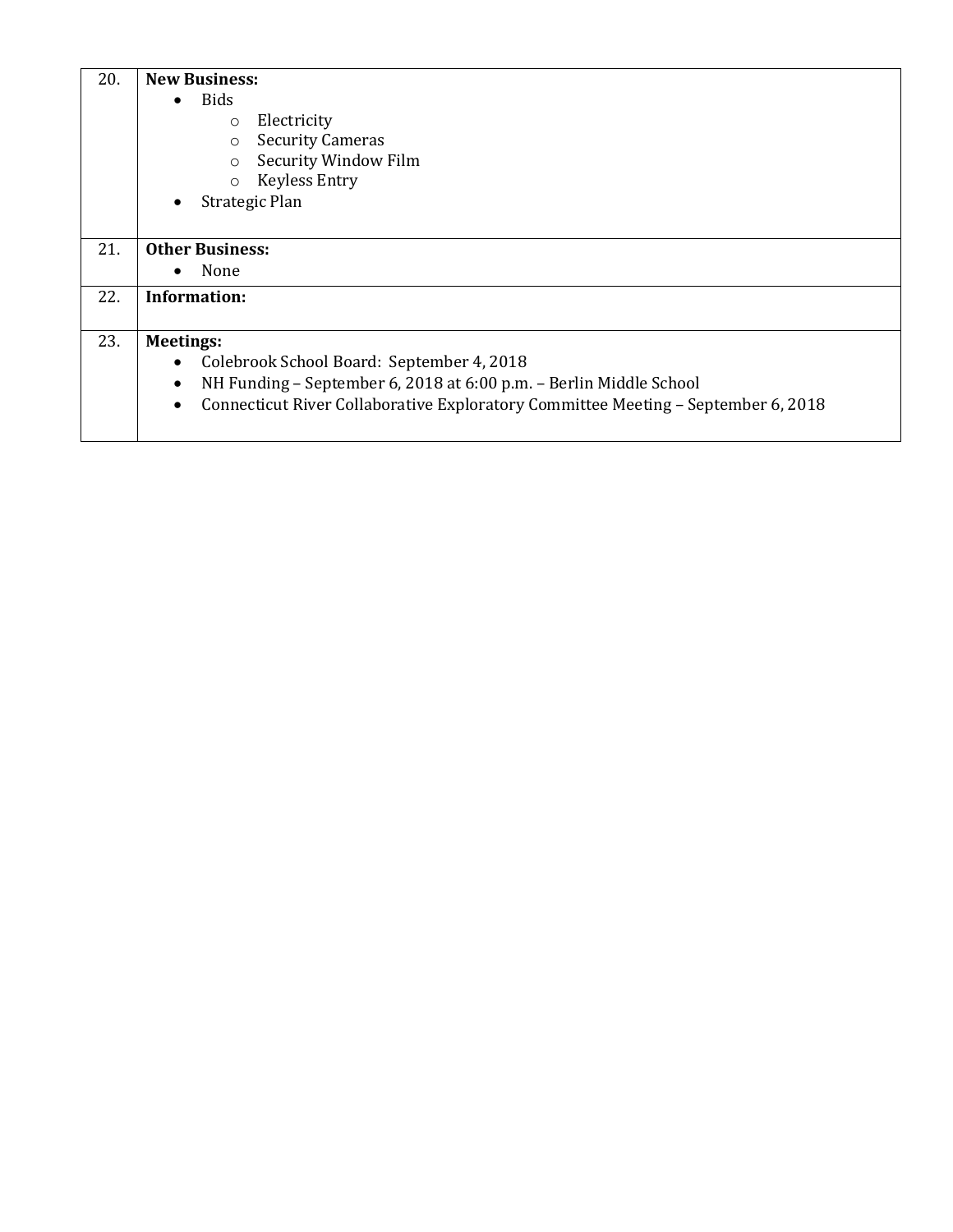| | |
|---|---|
| 20. | **New Business:**<br>• Bids<br>&nbsp;&nbsp;&nbsp;&nbsp;o Electricity<br>&nbsp;&nbsp;&nbsp;&nbsp;o Security Cameras<br>&nbsp;&nbsp;&nbsp;&nbsp;o Security Window Film<br>&nbsp;&nbsp;&nbsp;&nbsp;o Keyless Entry<br>• Strategic Plan |
| 21. | **Other Business:**<br>• None |
| 22. | **Information:** |
| 23. | **Meetings:**<br>• Colebrook School Board: September 4, 2018<br>• NH Funding – September 6, 2018 at 6:00 p.m. – Berlin Middle School<br>• Connecticut River Collaborative Exploratory Committee Meeting – September 6, 2018 |